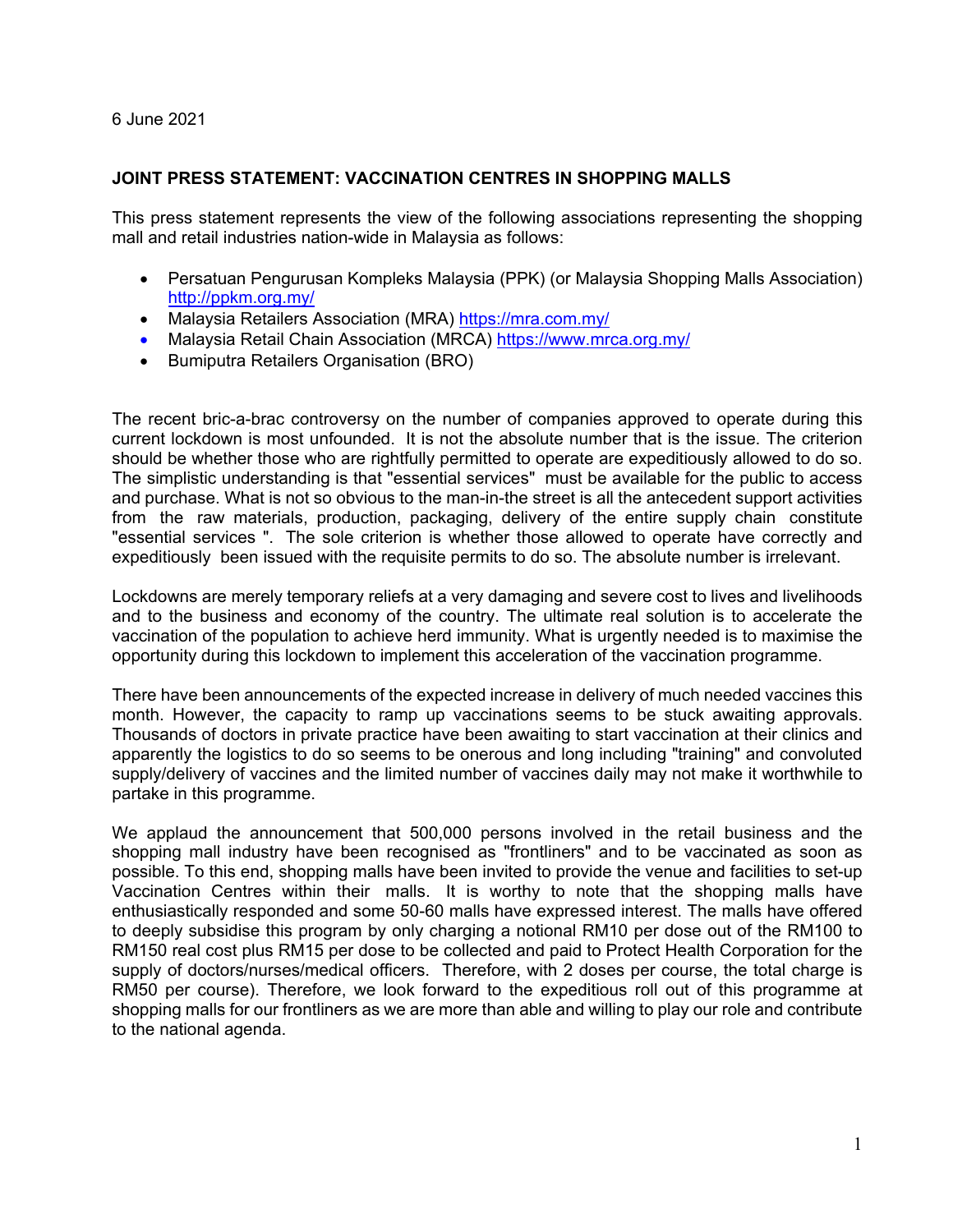6 June 2021

**JOINT PRESS STATEMENT: VACCINATION CENTRES IN SHOPPING MALLS**

This press statement represents the view of the following associations representing the shopping mall and retail industries nation-wide in Malaysia as follows:

- Persatuan Pengurusan Kompleks Malaysia (PPK) (or Malaysia Shopping Malls Association) http://ppkm.org.my/
- Malaysia Retailers Association (MRA) https://mra.com.my/
- Malaysia Retail Chain Association (MRCA) https://www.mrca.org.my/
- Bumiputra Retailers Organisation (BRO)

The recent bric-a-brac controversy on the number of companies approved to operate during this current lockdown is most unfounded. It is not the absolute number that is the issue. The criterion should be whether those who are rightfully permitted to operate are expeditiously allowed to do so. The simplistic understanding is that "essential services" must be available for the public to access and purchase. What is not so obvious to the man-in-the street is all the antecedent support activities from the raw materials, production, packaging, delivery of the entire supply chain constitute "essential services ". The sole criterion is whether those allowed to operate have correctly and expeditiously been issued with the requisite permits to do so. The absolute number is irrelevant.

Lockdowns are merely temporary reliefs at a very damaging and severe cost to lives and livelihoods and to the business and economy of the country. The ultimate real solution is to accelerate the vaccination of the population to achieve herd immunity. What is urgently needed is to maximise the opportunity during this lockdown to implement this acceleration of the vaccination programme.

There have been announcements of the expected increase in delivery of much needed vaccines this month. However, the capacity to ramp up vaccinations seems to be stuck awaiting approvals. Thousands of doctors in private practice have been awaiting to start vaccination at their clinics and apparently the logistics to do so seems to be onerous and long including "training" and convoluted supply/delivery of vaccines and the limited number of vaccines daily may not make it worthwhile to partake in this programme.

We applaud the announcement that 500,000 persons involved in the retail business and the shopping mall industry have been recognised as "frontliners" and to be vaccinated as soon as possible. To this end, shopping malls have been invited to provide the venue and facilities to set-up Vaccination Centres within their malls. It is worthy to note that the shopping malls have enthusiastically responded and some 50-60 malls have expressed interest. The malls have offered to deeply subsidise this program by only charging a notional RM10 per dose out of the RM100 to RM150 real cost plus RM15 per dose to be collected and paid to Protect Health Corporation for the supply of doctors/nurses/medical officers. Therefore, with 2 doses per course, the total charge is RM50 per course). Therefore, we look forward to the expeditious roll out of this programme at shopping malls for our frontliners as we are more than able and willing to play our role and contribute to the national agenda.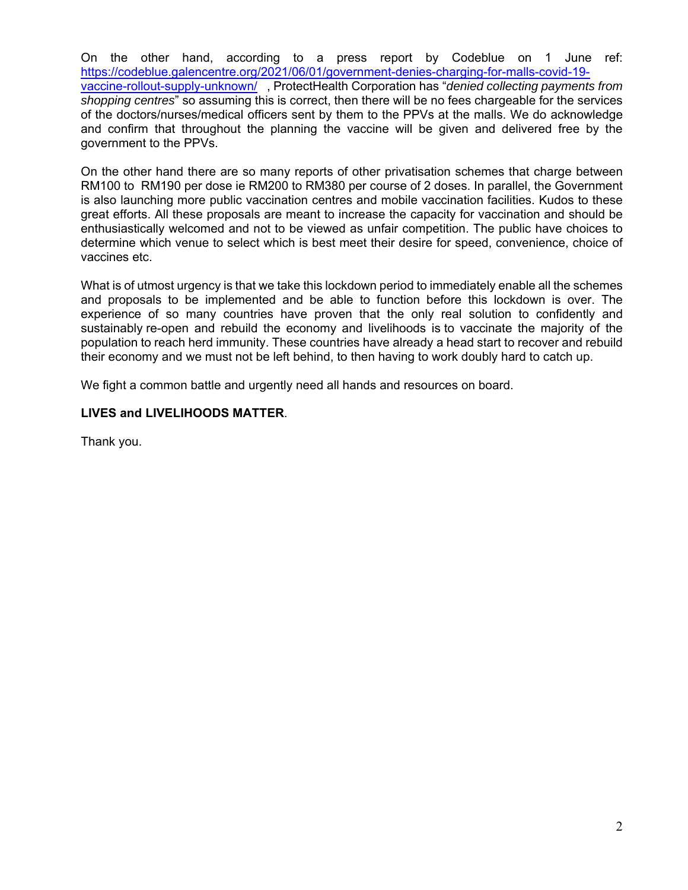On the other hand, according to a press report by Codeblue on 1 June ref: https://codeblue.galencentre.org/2021/06/01/government-denies-charging-for-malls-covid-19-vaccine-rollout-supply-unknown/ , ProtectHealth Corporation has "*denied collecting payments from shopping centres*" so assuming this is correct, then there will be no fees chargeable for the services of the doctors/nurses/medical officers sent by them to the PPVs at the malls. We do acknowledge and confirm that throughout the planning the vaccine will be given and delivered free by the government to the PPVs.

On the other hand there are so many reports of other privatisation schemes that charge between RM100 to RM190 per dose ie RM200 to RM380 per course of 2 doses. In parallel, the Government is also launching more public vaccination centres and mobile vaccination facilities. Kudos to these great efforts. All these proposals are meant to increase the capacity for vaccination and should be enthusiastically welcomed and not to be viewed as unfair competition. The public have choices to determine which venue to select which is best meet their desire for speed, convenience, choice of vaccines etc.

What is of utmost urgency is that we take this lockdown period to immediately enable all the schemes and proposals to be implemented and be able to function before this lockdown is over. The experience of so many countries have proven that the only real solution to confidently and sustainably re-open and rebuild the economy and livelihoods is to vaccinate the majority of the population to reach herd immunity. These countries have already a head start to recover and rebuild their economy and we must not be left behind, to then having to work doubly hard to catch up.

We fight a common battle and urgently need all hands and resources on board.

**LIVES and LIVELIHOODS MATTER**.

Thank you.